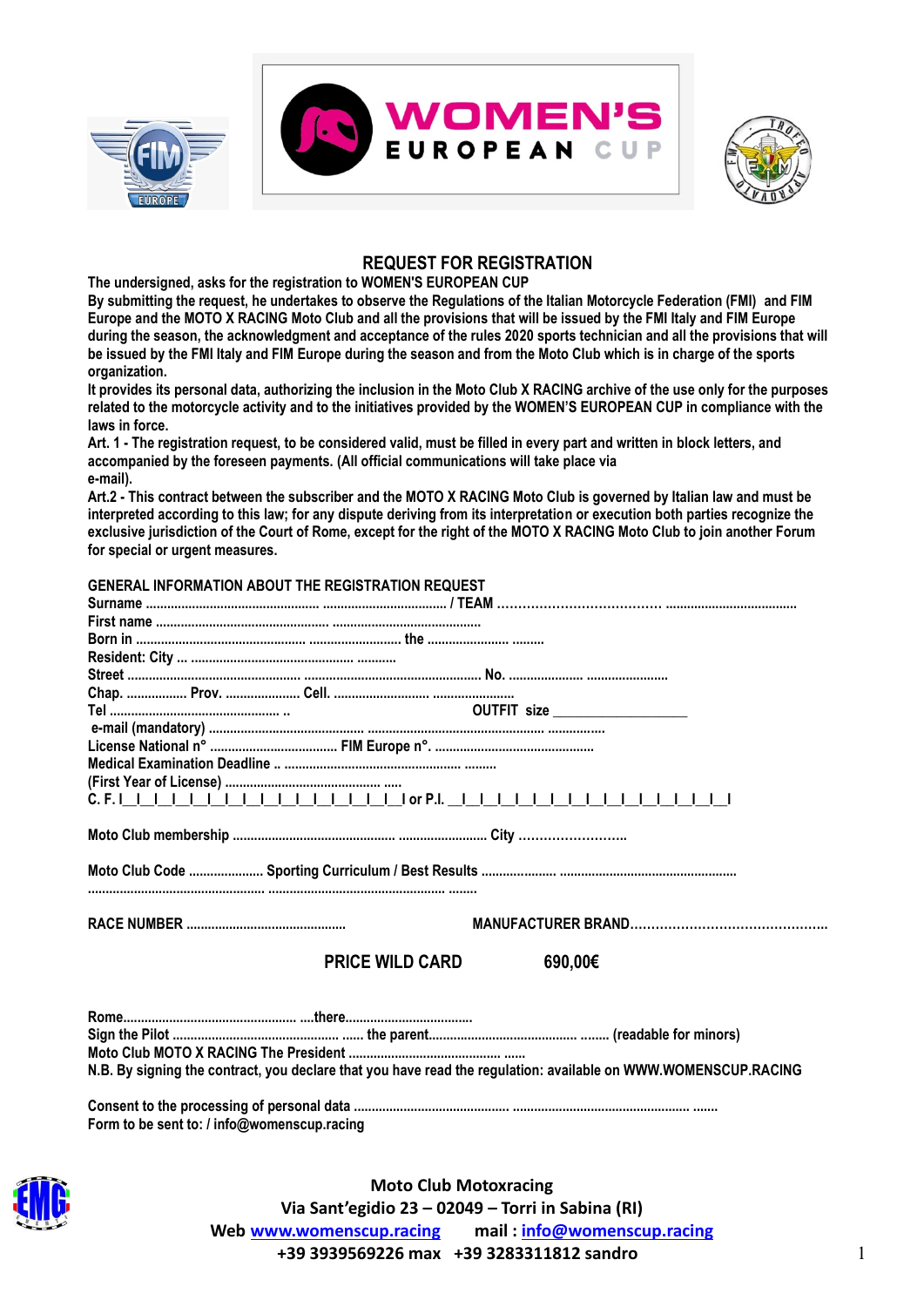# REQUEST FOR REGISTRATION

**The undersigned, asks for the registration to WOMEN'S EUROPEAN CUP**

**By submitting the request, he undertakes to observe the Regulations of the Italian Motorcycle Federation (FMI) and FIM Europe and the MOTO X RACING Moto Club and all the provisions that will be issued by the FMI Italy and FIM Europe during the season, the acknowledgment and acceptance of the rules 2020 sports technician and all the provisions that will be issued by the FMI Italy and FIM Europe during the season and from the Moto Club which is in charge of the sports organization.**

**It provides its personal data, authorizing the inclusion in the Moto Club X RACING archive of the use only for the purposes related to the motorcycle activity and to the initiatives provided by the WOMEN'S EUROPEAN CUP in compliance with the laws in force.**

**Art. 1 - The registration request, to be considered valid, must be filled in every part and written in block letters, and accompanied by the foreseen payments. (All official communications will take place via e-mail).**

**Art.2 - This contract between the subscriber and the MOTO X RACING Moto Club is governed by Italian law and must be interpreted according to this law; for any dispute deriving from its interpretation or execution both parties recognize the exclusive jurisdiction of the Court of Rome, except for the right of the MOTO X RACING Moto Club to join another Forum for special or urgent measures.**

**GENERAL INFORMATION ABOUT THE REGISTRATION REQUEST**

**Surname** ........................................................ / **TEAM** ........................................................

**First name** ..............................................................................................

**Born in** .............................................................................. **the** ...............................

**Resident: City** ... ........................................................

**Street** .................................................................................................... **No.** ..............................................

**Chap.** ................. **Prov.** ..................... **Cell.** ...................................................

**Tel** ................................................. .. **OUTFIT size** ___________________

**e-mail (mandatory)** ...............................................................................................................

**License National n°** .................................... **FIM Europe n°.** .............................................

**Medical Examination Deadline** .. .................................................. .........

**(First Year of License)** ............................................ .....

**C. F.** |\_\_|\_\_|\_\_|\_\_|\_\_|\_\_|\_\_|\_\_|\_\_|\_\_|\_\_|\_\_|\_\_|\_\_|\_\_|\_\_| **or P.I.** \_\_|\_\_|\_\_|\_\_|\_\_|\_\_|\_\_|\_\_|\_\_|\_\_|\_\_|\_\_|\_\_|\_\_|\_\_|\_\_|

**Moto Club membership** ............................................... ......................... **City** ..........................

**Moto Club Code** ..................... **Sporting Curriculum / Best Results** ..................... ..................................................
.................................................... .................................................. ........

**RACE NUMBER** ............................................. **MANUFACTURER BRAND**..............................................

**PRICE WILD CARD 690,00€**

**Rome**.................................................. ....**there**....................................

**Sign the Pilot** ................................................ ...... **the parent**............................................ ........ **(readable for minors)**

**Moto Club MOTO X RACING The President** ............................................ ......

**N.B. By signing the contract, you declare that you have read the regulation: available on WWW.WOMENSCUP.RACING**

**Consent to the processing of personal data** ............................................. .................................................. .......

**Form to be sent to: / info@womenscup.racing**

**Moto Club Motoxracing**
**Via Sant'egidio 23 – 02049 – Torri in Sabina (RI)**
**Web www.womenscup.racing mail : info@womenscup.racing**
**+39 3939569226 max +39 3283311812 sandro**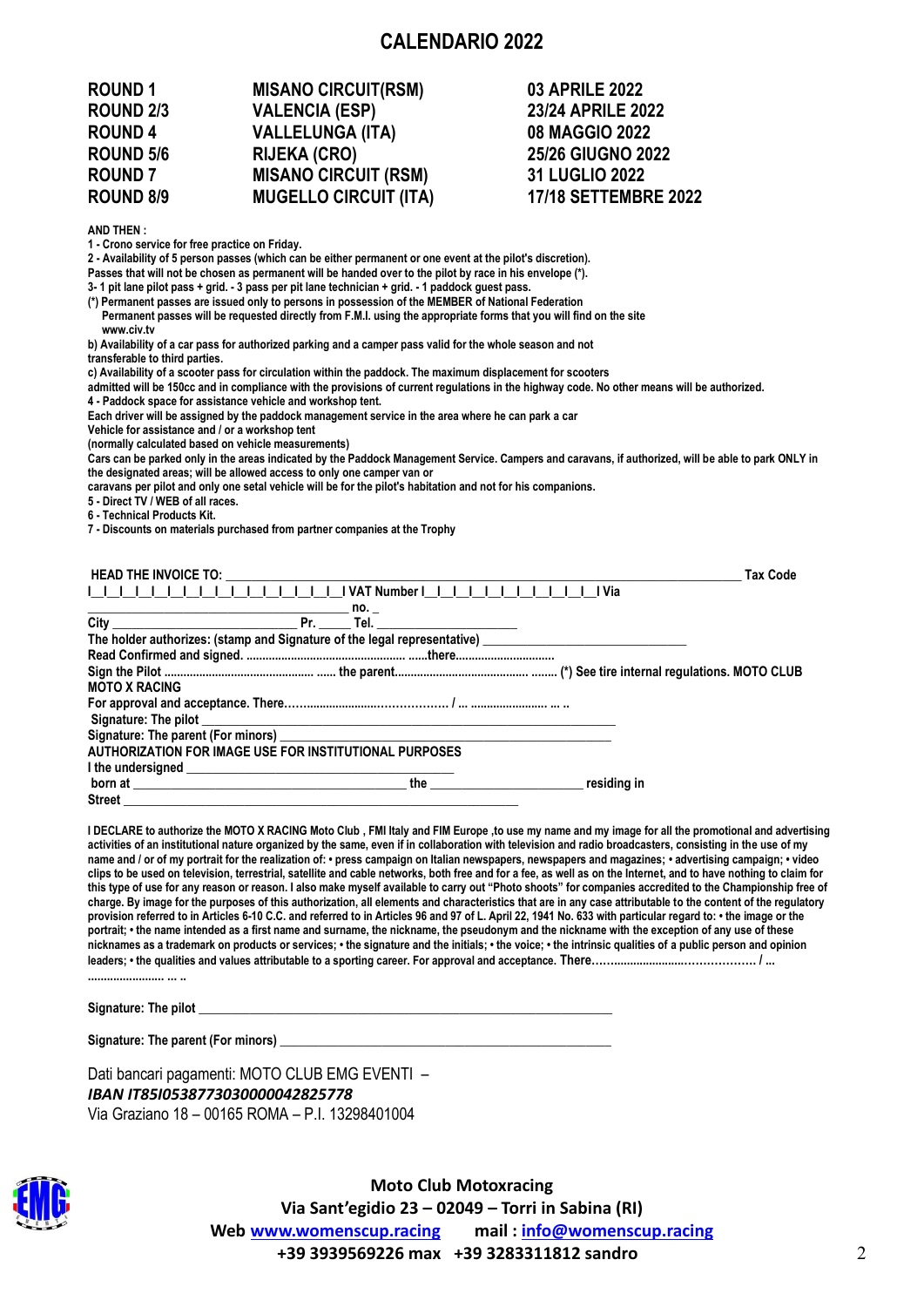# CALENDARIO 2022

| | | |
|---|---|---|
| **ROUND 1** | **MISANO CIRCUIT(RSM)** | **03 APRILE 2022** |
| **ROUND 2/3** | **VALENCIA (ESP)** | **23/24 APRILE 2022** |
| **ROUND 4** | **VALLELUNGA (ITA)** | **08 MAGGIO 2022** |
| **ROUND 5/6** | **RIJEKA (CRO)** | **25/26 GIUGNO 2022** |
| **ROUND 7** | **MISANO CIRCUIT (RSM)** | **31 LUGLIO 2022** |
| **ROUND 8/9** | **MUGELLO CIRCUIT (ITA)** | **17/18 SETTEMBRE 2022** |

**AND THEN :**

**1 - Crono service for free practice on Friday.**

**2 - Availability of 5 person passes (which can be either permanent or one event at the pilot's discretion).**
**Passes that will not be chosen as permanent will be handed over to the pilot by race in his envelope (\*).**

**3- 1 pit lane pilot pass + grid. - 3 pass per pit lane technician + grid. - 1 paddock guest pass.**

**(\*) Permanent passes are issued only to persons in possession of the MEMBER of National Federation**
**Permanent passes will be requested directly from F.M.I. using the appropriate forms that you will find on the site www.civ.tv**

**b) Availability of a car pass for authorized parking and a camper pass valid for the whole season and not transferable to third parties.**

**c) Availability of a scooter pass for circulation within the paddock. The maximum displacement for scooters admitted will be 150cc and in compliance with the provisions of current regulations in the highway code. No other means will be authorized.**

**4 - Paddock space for assistance vehicle and workshop tent.**
**Each driver will be assigned by the paddock management service in the area where he can park a car**
**Vehicle for assistance and / or a workshop tent**
**(normally calculated based on vehicle measurements)**
**Cars can be parked only in the areas indicated by the Paddock Management Service. Campers and caravans, if authorized, will be able to park ONLY in the designated areas; will be allowed access to only one camper van or**
**caravans per pilot and only one setal vehicle will be for the pilot's habitation and not for his companions.**

**5 - Direct TV / WEB of all races.**

**6 - Technical Products Kit.**

**7 - Discounts on materials purchased from partner companies at the Trophy**

**HEAD THE INVOICE TO:** ________________________________________ **Tax Code**
**I__I__I__I__I__I__I__I__I__I__I__I__I__I__I__I__I VAT Number I__I__I__I__I__I__I__I__I__I__I__I Via**
______________________ **no.** _
**City** ______________________ **Pr.** _____ **Tel.** ____________________
**The holder authorizes: (stamp and Signature of the legal representative)** ____________________________
**Read Confirmed and signed. ................................................... ......there...............................**
**Sign the Pilot ............................................... ...... the parent.......................................... ........ (\*) See tire internal regulations. MOTO CLUB MOTO X RACING**
**For approval and acceptance. There……..................…………….. / ... ........................ ... ..**
**Signature: The pilot** ________________________________________________
**Signature: The parent (For minors)** ______________________________________

**AUTHORIZATION FOR IMAGE USE FOR INSTITUTIONAL PURPOSES**

**I the undersigned** ______________________________
**born at** ______________________________ **the** __________________ **residing in**
**Street** ________________________________________________

**I DECLARE to authorize the MOTO X RACING Moto Club , FMI Italy and FIM Europe ,to use my name and my image for all the promotional and advertising activities of an institutional nature organized by the same, even if in collaboration with television and radio broadcasters, consisting in the use of my name and / or of my portrait for the realization of: • press campaign on Italian newspapers, newspapers and magazines; • advertising campaign; • video clips to be used on television, terrestrial, satellite and cable networks, both free and for a fee, as well as on the Internet, and to have nothing to claim for this type of use for any reason or reason. I also make myself available to carry out "Photo shoots" for companies accredited to the Championship free of charge. By image for the purposes of this authorization, all elements and characteristics that are in any case attributable to the content of the regulatory provision referred to in Articles 6-10 C.C. and referred to in Articles 96 and 97 of L. April 22, 1941 No. 633 with particular regard to: • the image or the portrait; • the name intended as a first name and surname, the nickname, the pseudonym and the nickname with the exception of any use of these nicknames as a trademark on products or services; • the signature and the initials; • the voice; • the intrinsic qualities of a public person and opinion leaders; • the qualities and values attributable to a sporting career. For approval and acceptance. There……..................…………….. / ... ........................ ... ..**

**Signature: The pilot** ________________________________________________

**Signature: The parent (For minors)** ______________________________________

Dati bancari pagamenti: MOTO CLUB EMG EVENTI –
***IBAN IT85I0538773030000042825778***
Via Graziano 18 – 00165 ROMA – P.I. 13298401004

**Moto Club Motoxracing**
**Via Sant'egidio 23 – 02049 – Torri in Sabina (RI)**
**Web [www.womenscup.racing](http://www.womenscup.racing) mail : [info@womenscup.racing](mailto:info@womenscup.racing)**
**+39 3939569226 max +39 3283311812 sandro**